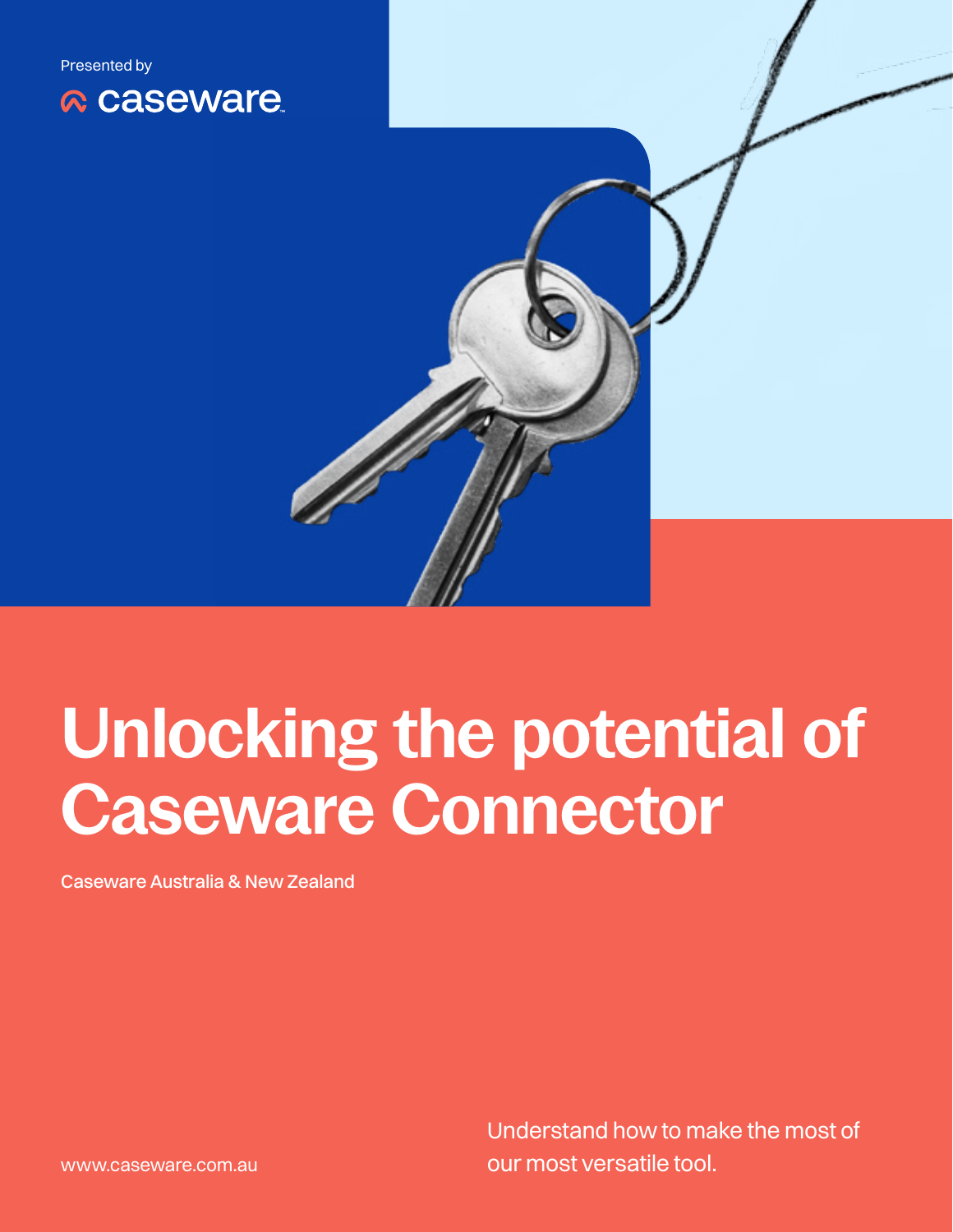Presented by

caseware

# Unlocking the potential of Caseware Connector

Caseware Australia & New Zealand

www.caseware.com.au

Understand how to make the most of our most versatile tool.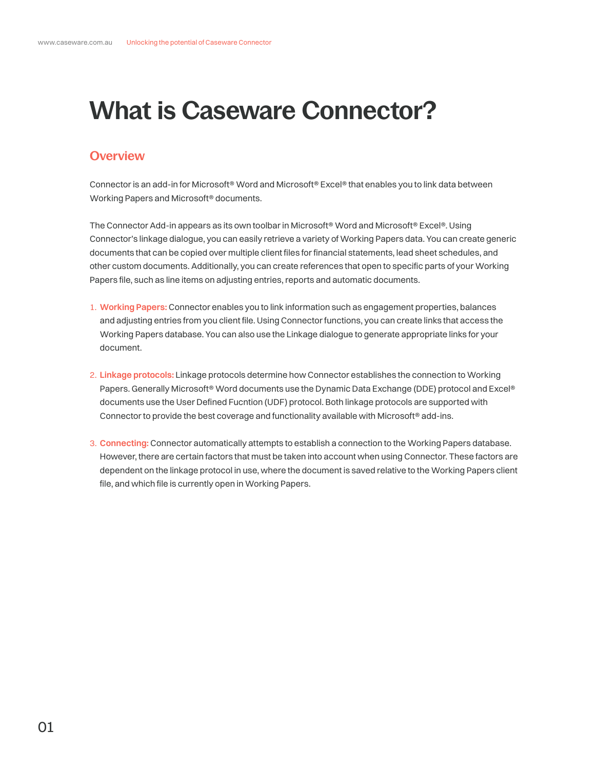# What is Caseware Connector?

## Overview

Connector is an add-in for Microsoft® Word and Microsoft® Excel® that enables you to link data between Working Papers and Microsoft® documents.

The Connector Add-in appears as its own toolbar in Microsoft® Word and Microsoft® Excel®. Using Connector's linkage dialogue, you can easily retrieve a variety of Working Papers data. You can create generic documents that can be copied over multiple client files for financial statements, lead sheet schedules, and other custom documents. Additionally, you can create references that open to specific parts of your Working Papers file, such as line items on adjusting entries, reports and automatic documents.

1. **Working Papers:** Connector enables you to link information such as engagement properties, balances and adjusting entries from you client file. Using Connector functions, you can create links that access the Working Papers database. You can also use the Linkage dialogue to generate appropriate links for your document.

2. **Linkage protocols:** Linkage protocols determine how Connector establishes the connection to Working Papers. Generally Microsoft® Word documents use the Dynamic Data Exchange (DDE) protocol and Excel® documents use the User Defined Fucntion (UDF) protocol. Both linkage protocols are supported with Connector to provide the best coverage and functionality available with Microsoft® add-ins.

3. **Connecting:** Connector automatically attempts to establish a connection to the Working Papers database. However, there are certain factors that must be taken into account when using Connector. These factors are dependent on the linkage protocol in use, where the document is saved relative to the Working Papers client file, and which file is currently open in Working Papers.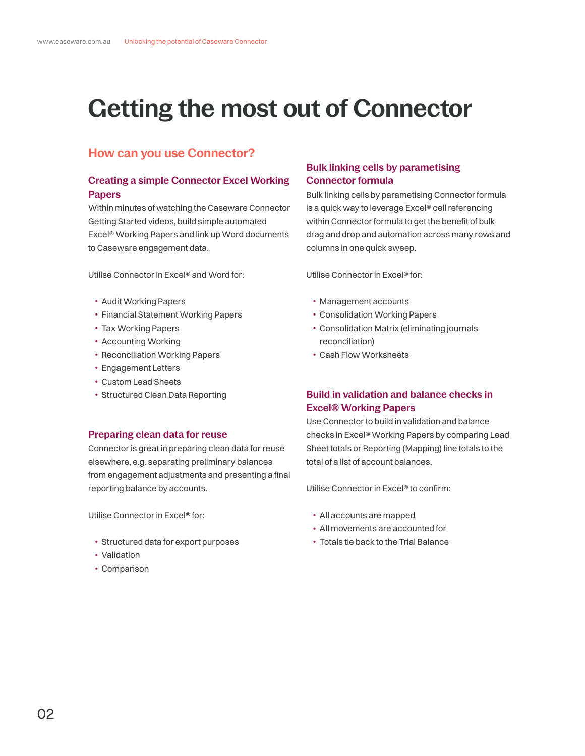# Getting the most out of Connector

## How can you use Connector?

### Creating a simple Connector Excel Working Papers

Within minutes of watching the Caseware Connector Getting Started videos, build simple automated Excel® Working Papers and link up Word documents to Caseware engagement data.

Utilise Connector in Excel® and Word for:

- Audit Working Papers
- Financial Statement Working Papers
- Tax Working Papers
- Accounting Working
- Reconciliation Working Papers
- Engagement Letters
- Custom Lead Sheets
- Structured Clean Data Reporting

### Preparing clean data for reuse

Connector is great in preparing clean data for reuse elsewhere, e.g. separating preliminary balances from engagement adjustments and presenting a final reporting balance by accounts.

Utilise Connector in Excel® for:

- Structured data for export purposes
- Validation
- Comparison

### Bulk linking cells by parametising Connector formula

Bulk linking cells by parametising Connector formula is a quick way to leverage Excel® cell referencing within Connector formula to get the benefit of bulk drag and drop and automation across many rows and columns in one quick sweep.

Utilise Connector in Excel® for:

- Management accounts
- Consolidation Working Papers
- Consolidation Matrix (eliminating journals reconciliation)
- Cash Flow Worksheets

### Build in validation and balance checks in Excel® Working Papers

Use Connector to build in validation and balance checks in Excel® Working Papers by comparing Lead Sheet totals or Reporting (Mapping) line totals to the total of a list of account balances.

Utilise Connector in Excel® to confirm:

- All accounts are mapped
- All movements are accounted for
- Totals tie back to the Trial Balance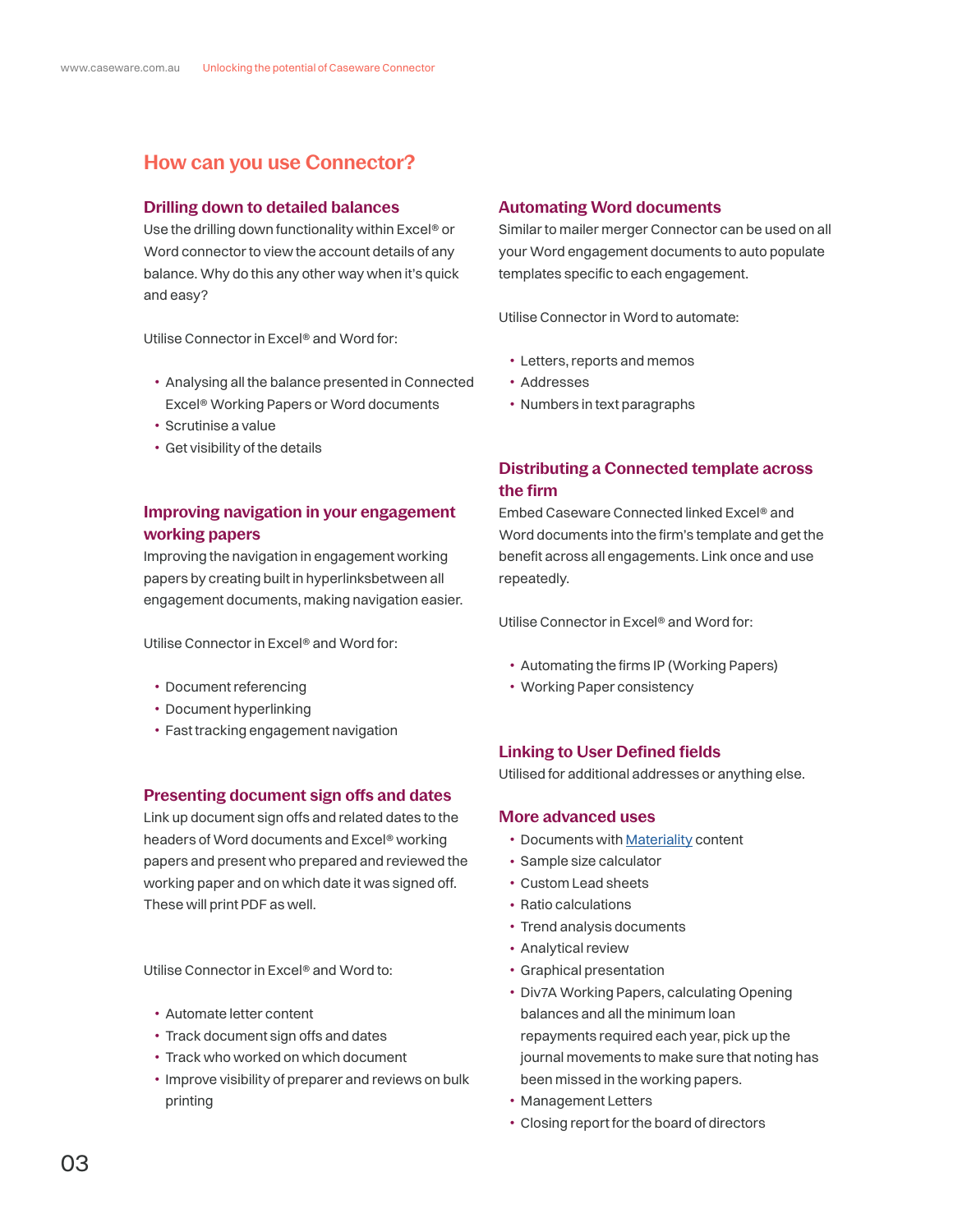## How can you use Connector?

### Drilling down to detailed balances

Use the drilling down functionality within Excel® or Word connector to view the account details of any balance. Why do this any other way when it's quick and easy?

Utilise Connector in Excel® and Word for:

- Analysing all the balance presented in Connected Excel® Working Papers or Word documents
- Scrutinise a value
- Get visibility of the details

### Improving navigation in your engagement working papers

Improving the navigation in engagement working papers by creating built in hyperlinksbetween all engagement documents, making navigation easier.

Utilise Connector in Excel® and Word for:

- Document referencing
- Document hyperlinking
- Fast tracking engagement navigation

### Presenting document sign offs and dates

Link up document sign offs and related dates to the headers of Word documents and Excel® working papers and present who prepared and reviewed the working paper and on which date it was signed off. These will print PDF as well.

Utilise Connector in Excel® and Word to:

- Automate letter content
- Track document sign offs and dates
- Track who worked on which document
- Improve visibility of preparer and reviews on bulk printing

### Automating Word documents

Similar to mailer merger Connector can be used on all your Word engagement documents to auto populate templates specific to each engagement.

Utilise Connector in Word to automate:

- Letters, reports and memos
- Addresses
- Numbers in text paragraphs

### Distributing a Connected template across the firm

Embed Caseware Connected linked Excel® and Word documents into the firm's template and get the benefit across all engagements. Link once and use repeatedly.

Utilise Connector in Excel® and Word for:

- Automating the firms IP (Working Papers)
- Working Paper consistency

### Linking to User Defined fields

Utilised for additional addresses or anything else.

### More advanced uses

- Documents with Materiality content
- Sample size calculator
- Custom Lead sheets
- Ratio calculations
- Trend analysis documents
- Analytical review
- Graphical presentation
- Div7A Working Papers, calculating Opening balances and all the minimum loan repayments required each year, pick up the journal movements to make sure that noting has been missed in the working papers.
- Management Letters
- Closing report for the board of directors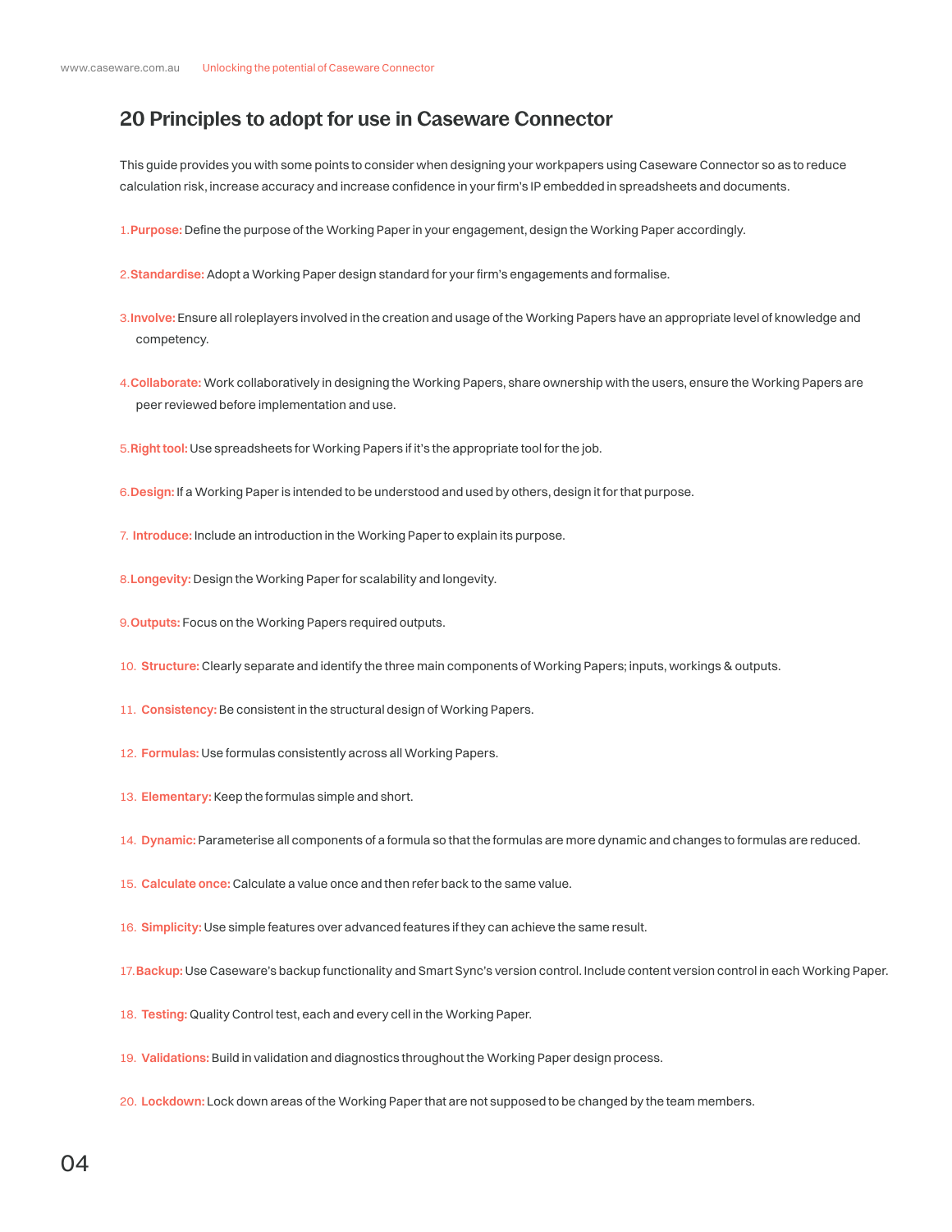## 20 Principles to adopt for use in Caseware Connector

This guide provides you with some points to consider when designing your workpapers using Caseware Connector so as to reduce calculation risk, increase accuracy and increase confidence in your firm's IP embedded in spreadsheets and documents.

1. **Purpose:** Define the purpose of the Working Paper in your engagement, design the Working Paper accordingly.

2. **Standardise:** Adopt a Working Paper design standard for your firm's engagements and formalise.

3. **Involve:** Ensure all roleplayers involved in the creation and usage of the Working Papers have an appropriate level of knowledge and competency.

4. **Collaborate:** Work collaboratively in designing the Working Papers, share ownership with the users, ensure the Working Papers are peer reviewed before implementation and use.

5. **Right tool:** Use spreadsheets for Working Papers if it's the appropriate tool for the job.

6. **Design:** If a Working Paper is intended to be understood and used by others, design it for that purpose.

7. **Introduce:** Include an introduction in the Working Paper to explain its purpose.

8. **Longevity:** Design the Working Paper for scalability and longevity.

9. **Outputs:** Focus on the Working Papers required outputs.

10. **Structure:** Clearly separate and identify the three main components of Working Papers; inputs, workings & outputs.

11. **Consistency:** Be consistent in the structural design of Working Papers.

12. **Formulas:** Use formulas consistently across all Working Papers.

13. **Elementary:** Keep the formulas simple and short.

14. **Dynamic:** Parameterise all components of a formula so that the formulas are more dynamic and changes to formulas are reduced.

15. **Calculate once:** Calculate a value once and then refer back to the same value.

16. **Simplicity:** Use simple features over advanced features if they can achieve the same result.

17. **Backup:** Use Caseware's backup functionality and Smart Sync's version control. Include content version control in each Working Paper.

18. **Testing:** Quality Control test, each and every cell in the Working Paper.

19. **Validations:** Build in validation and diagnostics throughout the Working Paper design process.

20. **Lockdown:** Lock down areas of the Working Paper that are not supposed to be changed by the team members.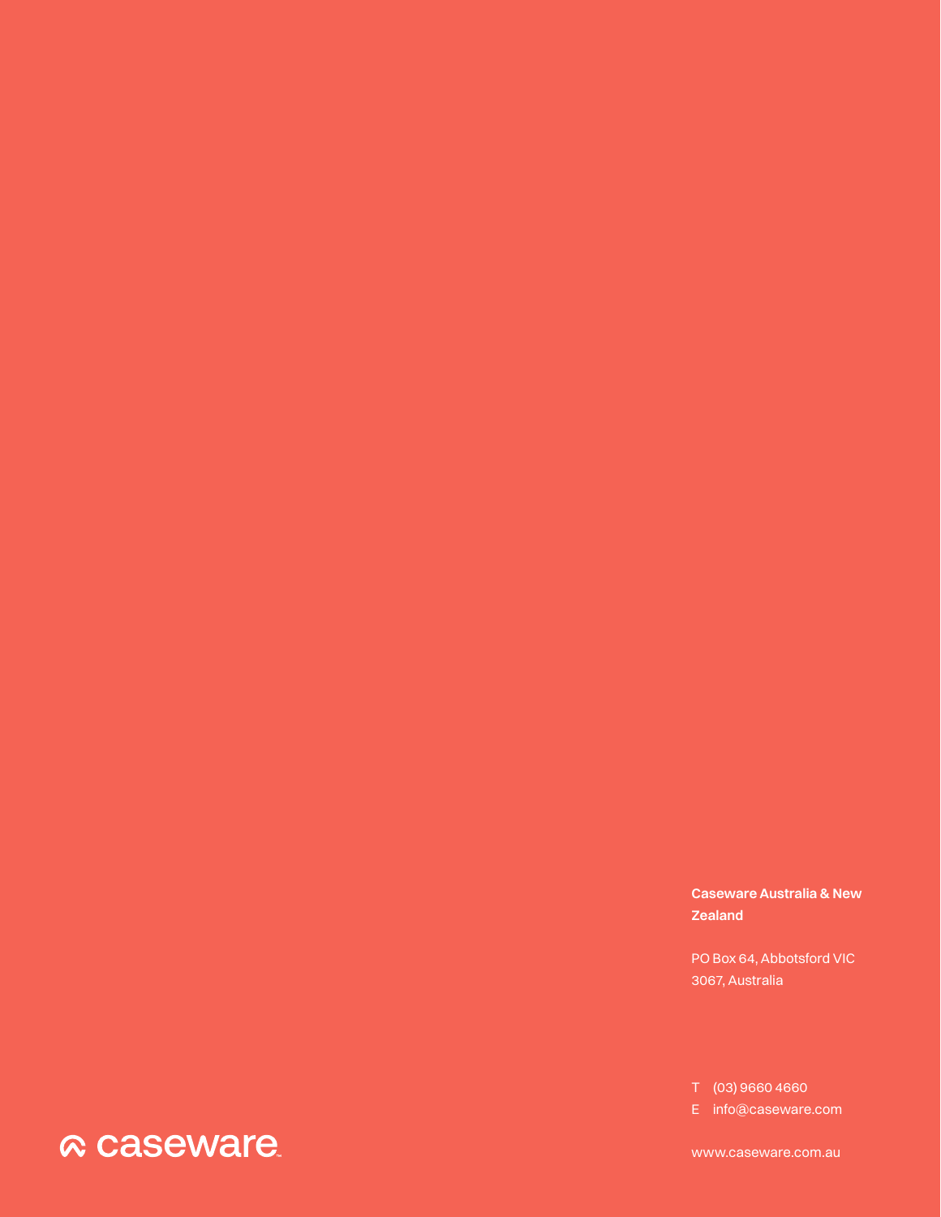**Caseware Australia & New Zealand**

PO Box 64, Abbotsford VIC 3067, Australia

T (03) 9660 4660
E info@caseware.com

www.caseware.com.au

caseware